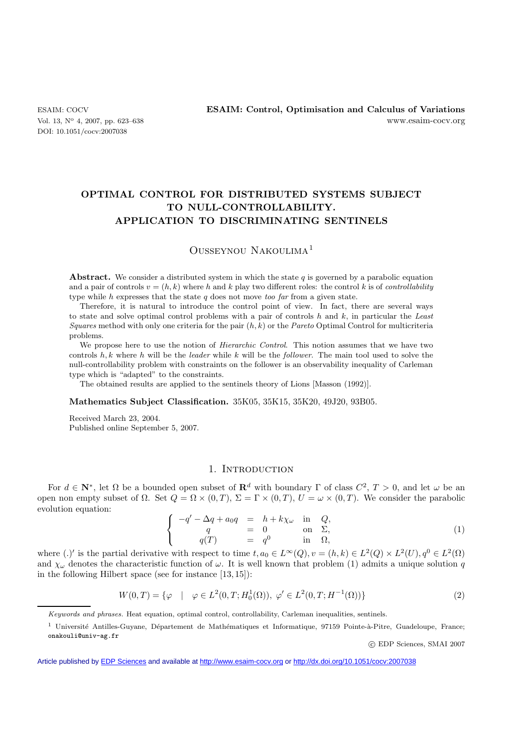# OPTIMAL CONTROL FOR DISTRIBUTED SYSTEMS SUBJECT TO NULL-CONTROLLABILITY. APPLICATION TO DISCRIMINATING SENTINELS

Ousseynou Nakoulima[1]

**Abstract.** We consider a distributed system in which the state $q$ is governed by a parabolic equation and a pair of controls $v = (h, k)$ where $h$ and $k$ play two different roles: the control $k$ is of *controllability* type while $h$ expresses that the state $q$ does not move *too far* from a given state.

Therefore, it is natural to introduce the control point of view. In fact, there are several ways to state and solve optimal control problems with a pair of controls $h$ and $k$, in particular the *Least Squares* method with only one criteria for the pair $(h, k)$ or the *Pareto* Optimal Control for multicriteria problems.

We propose here to use the notion of *Hierarchic Control*. This notion assumes that we have two controls $h, k$ where $h$ will be the *leader* while $k$ will be the *follower*. The main tool used to solve the null-controllability problem with constraints on the follower is an observability inequality of Carleman type which is "adapted" to the constraints.

The obtained results are applied to the sentinels theory of Lions [Masson (1992)].

**Mathematics Subject Classification.** 35K05, 35K15, 35K20, 49J20, 93B05.

Received March 23, 2004.
Published online September 5, 2007.

## 1. Introduction

For $d \in \mathbf{N}^*$, let $\Omega$ be a bounded open subset of $\mathbf{R}^d$ with boundary $\Gamma$ of class $C^2$, $T > 0$, and let $\omega$ be an open non empty subset of $\Omega$. Set $Q = \Omega \times (0, T)$, $\Sigma = \Gamma \times (0, T)$, $U = \omega \times (0, T)$. We consider the parabolic evolution equation:

$$\left\{ \begin{array}{rcll} -q' - \Delta q + a_0 q & = & h + k\chi_\omega & \text{in} \quad Q, \\ q & = & 0 & \text{on} \quad \Sigma, \\ q(T) & = & q^0 & \text{in} \quad \Omega, \end{array} \right. \tag{1}$$

where $(.)'$ is the partial derivative with respect to time $t, a_0 \in L^\infty(Q), v = (h, k) \in L^2(Q) \times L^2(U), q^0 \in L^2(\Omega)$ and $\chi_\omega$ denotes the characteristic function of $\omega$. It is well known that problem (1) admits a unique solution $q$ in the following Hilbert space (see for instance [13, 15]):

$$W(0, T) = \{\varphi \quad | \quad \varphi \in L^2(0, T; H_0^1(\Omega)),\ \varphi' \in L^2(0, T; H^{-1}(\Omega))\} \tag{2}$$

---

*Keywords and phrases.* Heat equation, optimal control, controllability, Carleman inequalities, sentinels.

[1] Université Antilles-Guyane, Département de Mathématiques et Informatique, 97159 Pointe-à-Pitre, Guadeloupe, France; onakouli@univ-ag.fr

© EDP Sciences, SMAI 2007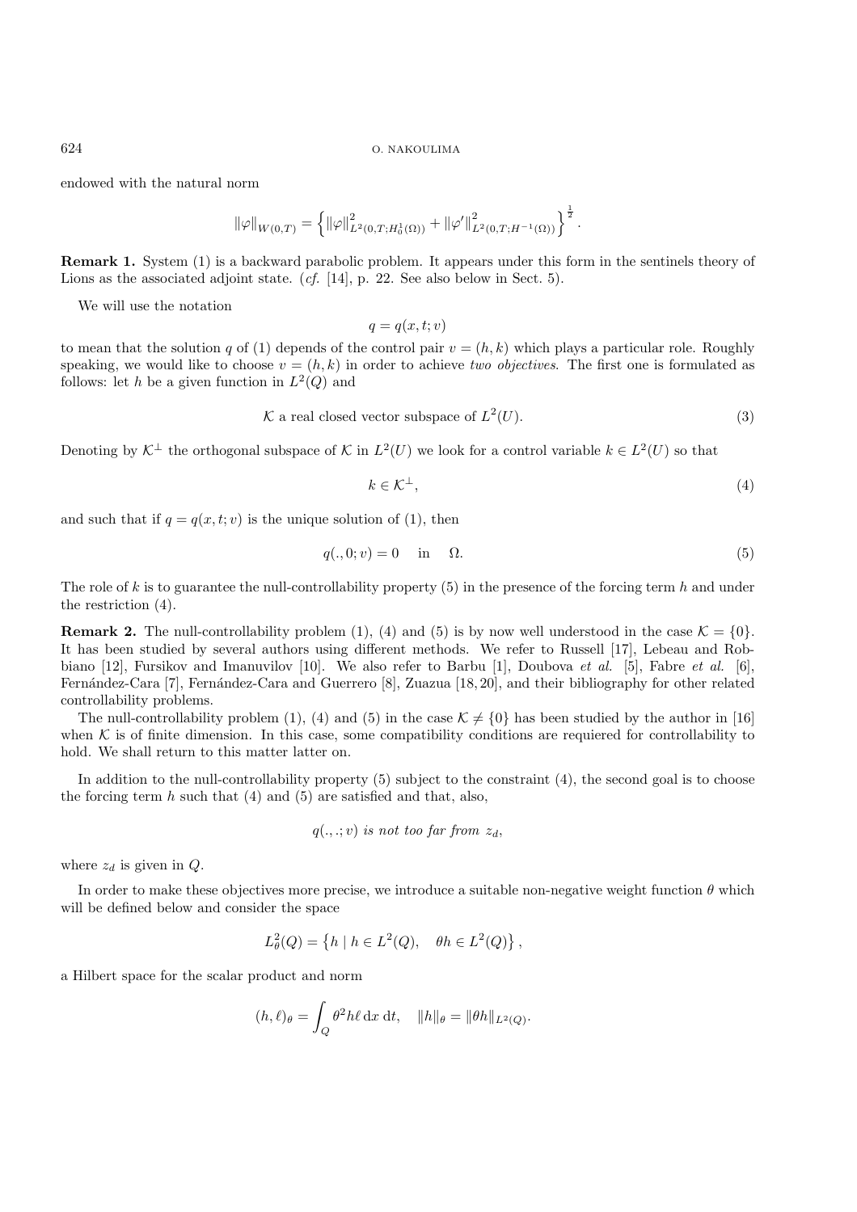endowed with the natural norm

$$\|\varphi\|_{W(0,T)} = \left\{ \|\varphi\|^2_{L^2(0,T;H^1_0(\Omega))} + \|\varphi'\|^2_{L^2(0,T;H^{-1}(\Omega))} \right\}^{\frac{1}{2}}.$$

**Remark 1.** System (1) is a backward parabolic problem. It appears under this form in the sentinels theory of Lions as the associated adjoint state. (*cf.* [14], p. 22. See also below in Sect. 5).

We will use the notation

$$q = q(x, t; v)$$

to mean that the solution $q$ of (1) depends of the control pair $v = (h, k)$ which plays a particular role. Roughly speaking, we would like to choose $v = (h, k)$ in order to achieve *two objectives*. The first one is formulated as follows: let $h$ be a given function in $L^2(Q)$ and

$$\mathcal{K} \text{ a real closed vector subspace of } L^2(U). \tag{3}$$

Denoting by $\mathcal{K}^\perp$ the orthogonal subspace of $\mathcal{K}$ in $L^2(U)$ we look for a control variable $k \in L^2(U)$ so that

$$k \in \mathcal{K}^\perp, \tag{4}$$

and such that if $q = q(x, t; v)$ is the unique solution of (1), then

$$q(., 0; v) = 0 \quad \text{in} \quad \Omega. \tag{5}$$

The role of $k$ is to guarantee the null-controllability property (5) in the presence of the forcing term $h$ and under the restriction (4).

**Remark 2.** The null-controllability problem (1), (4) and (5) is by now well understood in the case $\mathcal{K} = \{0\}$. It has been studied by several authors using different methods. We refer to Russell [17], Lebeau and Robbiano [12], Fursikov and Imanuvilov [10]. We also refer to Barbu [1], Doubova *et al.* [5], Fabre *et al.* [6], Fernández-Cara [7], Fernández-Cara and Guerrero [8], Zuazua [18, 20], and their bibliography for other related controllability problems.

The null-controllability problem (1), (4) and (5) in the case $\mathcal{K} \neq \{0\}$ has been studied by the author in [16] when $\mathcal{K}$ is of finite dimension. In this case, some compatibility conditions are requiered for controllability to hold. We shall return to this matter latter on.

In addition to the null-controllability property (5) subject to the constraint (4), the second goal is to choose the forcing term $h$ such that (4) and (5) are satisfied and that, also,

$$q(., .; v) \textit{ is not too far from } z_d,$$

where $z_d$ is given in $Q$.

In order to make these objectives more precise, we introduce a suitable non-negative weight function $\theta$ which will be defined below and consider the space

$$L^2_\theta(Q) = \left\{ h \mid h \in L^2(Q), \quad \theta h \in L^2(Q) \right\},$$

a Hilbert space for the scalar product and norm

$$(h, \ell)_\theta = \int_Q \theta^2 h \ell \, \mathrm{d}x \, \mathrm{d}t, \quad \|h\|_\theta = \|\theta h\|_{L^2(Q)}.$$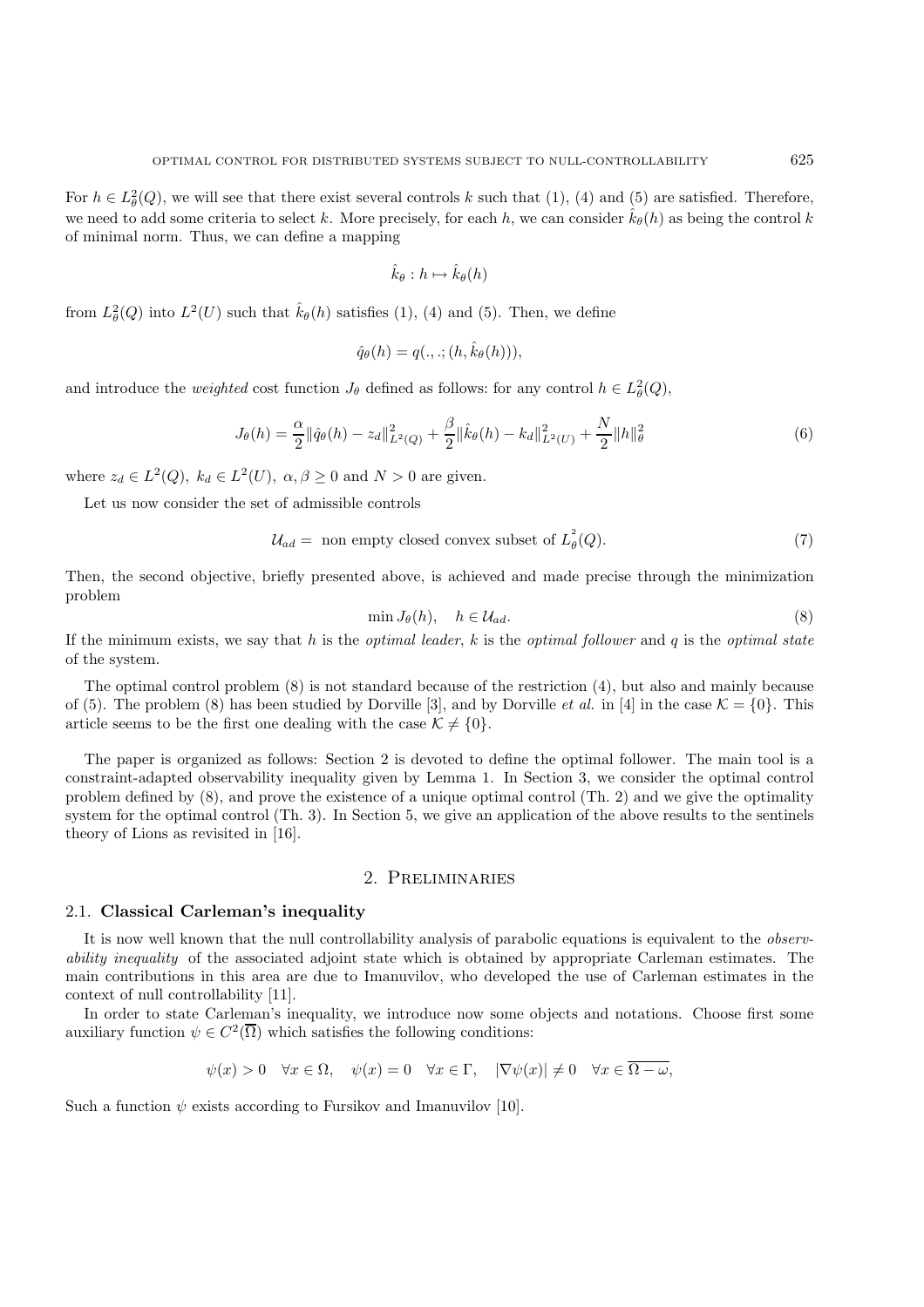For $h \in L^2_\theta(Q)$, we will see that there exist several controls $k$ such that (1), (4) and (5) are satisfied. Therefore, we need to add some criteria to select $k$. More precisely, for each $h$, we can consider $\hat{k}_\theta(h)$ as being the control $k$ of minimal norm. Thus, we can define a mapping

$$\hat{k}_\theta : h \mapsto \hat{k}_\theta(h)$$

from $L^2_\theta(Q)$ into $L^2(U)$ such that $\hat{k}_\theta(h)$ satisfies (1), (4) and (5). Then, we define

$$\hat{q}_\theta(h) = q(.,.;(h, \hat{k}_\theta(h))),$$

and introduce the *weighted* cost function $J_\theta$ defined as follows: for any control $h \in L^2_\theta(Q)$,

$$J_\theta(h) = \frac{\alpha}{2}\|\hat{q}_\theta(h) - z_d\|^2_{L^2(Q)} + \frac{\beta}{2}\|\hat{k}_\theta(h) - k_d\|^2_{L^2(U)} + \frac{N}{2}\|h\|^2_\theta \tag{6}$$

where $z_d \in L^2(Q),\ k_d \in L^2(U),\ \alpha, \beta \geq 0$ and $N > 0$ are given.

Let us now consider the set of admissible controls

$$\mathcal{U}_{ad} = \text{ non empty closed convex subset of } L^2_\theta(Q). \tag{7}$$

Then, the second objective, briefly presented above, is achieved and made precise through the minimization problem

$$\min J_\theta(h), \quad h \in \mathcal{U}_{ad}. \tag{8}$$

If the minimum exists, we say that $h$ is the *optimal leader*, $k$ is the *optimal follower* and $q$ is the *optimal state* of the system.

The optimal control problem (8) is not standard because of the restriction (4), but also and mainly because of (5). The problem (8) has been studied by Dorville [3], and by Dorville *et al.* in [4] in the case $\mathcal{K} = \{0\}$. This article seems to be the first one dealing with the case $\mathcal{K} \neq \{0\}$.

The paper is organized as follows: Section 2 is devoted to define the optimal follower. The main tool is a constraint-adapted observability inequality given by Lemma 1. In Section 3, we consider the optimal control problem defined by (8), and prove the existence of a unique optimal control (Th. 2) and we give the optimality system for the optimal control (Th. 3). In Section 5, we give an application of the above results to the sentinels theory of Lions as revisited in [16].

## 2. Preliminaries

### 2.1. Classical Carleman's inequality

It is now well known that the null controllability analysis of parabolic equations is equivalent to the *observability inequality* of the associated adjoint state which is obtained by appropriate Carleman estimates. The main contributions in this area are due to Imanuvilov, who developed the use of Carleman estimates in the context of null controllability [11].

In order to state Carleman's inequality, we introduce now some objects and notations. Choose first some auxiliary function $\psi \in C^2(\overline{\Omega})$ which satisfies the following conditions:

$$\psi(x) > 0 \quad \forall x \in \Omega, \quad \psi(x) = 0 \quad \forall x \in \Gamma, \quad |\nabla\psi(x)| \neq 0 \quad \forall x \in \overline{\Omega - \omega},$$

Such a function $\psi$ exists according to Fursikov and Imanuvilov [10].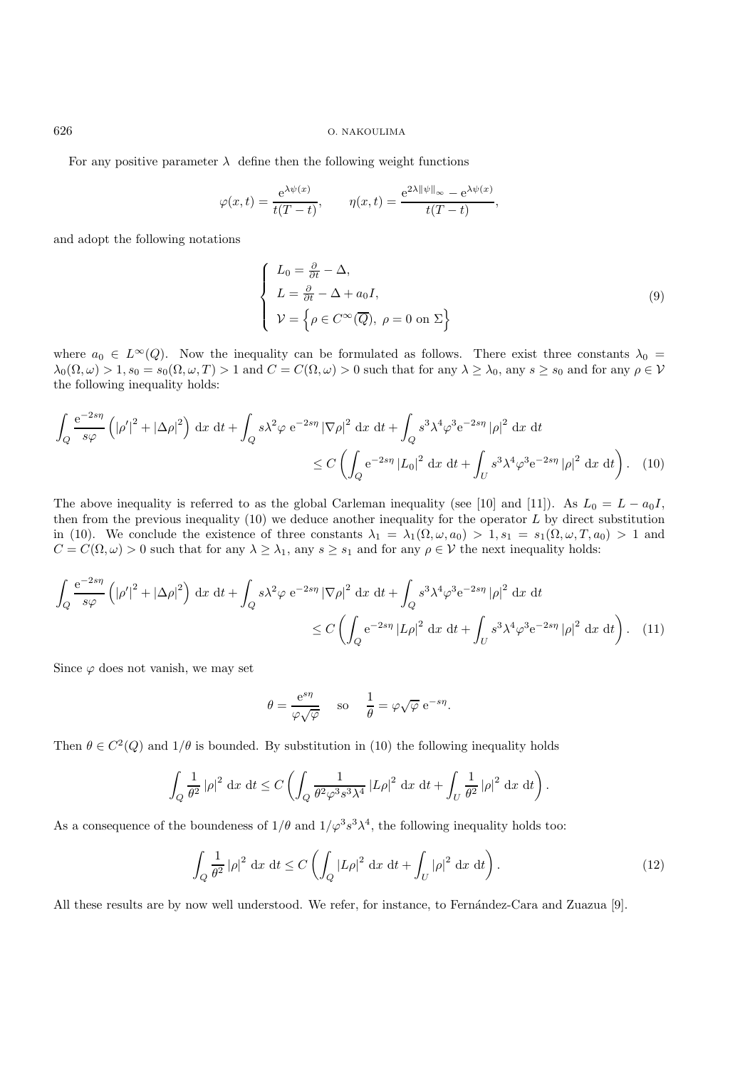For any positive parameter $\lambda$ define then the following weight functions

$$\varphi(x,t) = \frac{\mathrm{e}^{\lambda\psi(x)}}{t(T-t)}, \qquad \eta(x,t) = \frac{\mathrm{e}^{2\lambda\|\psi\|_\infty} - \mathrm{e}^{\lambda\psi(x)}}{t(T-t)},$$

and adopt the following notations

$$\begin{cases} L_0 = \frac{\partial}{\partial t} - \Delta, \\ L = \frac{\partial}{\partial t} - \Delta + a_0 I, \\ \mathcal{V} = \left\{\rho \in C^\infty(\overline{Q}),\ \rho = 0 \text{ on } \Sigma\right\} \end{cases} \tag{9}$$

where $a_0 \in L^\infty(Q)$. Now the inequality can be formulated as follows. There exist three constants $\lambda_0 = \lambda_0(\Omega,\omega) > 1$, $s_0 = s_0(\Omega,\omega,T) > 1$ and $C = C(\Omega,\omega) > 0$ such that for any $\lambda \geq \lambda_0$, any $s \geq s_0$ and for any $\rho \in \mathcal{V}$ the following inequality holds:

$$\int_Q \frac{\mathrm{e}^{-2s\eta}}{s\varphi}\left(|\rho'|^2 + |\Delta\rho|^2\right) \mathrm{d}x\ \mathrm{d}t + \int_Q s\lambda^2\varphi\ \mathrm{e}^{-2s\eta}\,|\nabla\rho|^2\ \mathrm{d}x\ \mathrm{d}t + \int_Q s^3\lambda^4\varphi^3\mathrm{e}^{-2s\eta}\,|\rho|^2\ \mathrm{d}x\ \mathrm{d}t$$
$$\leq C\left(\int_Q \mathrm{e}^{-2s\eta}\,|L_0|^2\ \mathrm{d}x\ \mathrm{d}t + \int_U s^3\lambda^4\varphi^3\mathrm{e}^{-2s\eta}\,|\rho|^2\ \mathrm{d}x\ \mathrm{d}t\right). \tag{10}$$

The above inequality is referred to as the global Carleman inequality (see [10] and [11]). As $L_0 = L - a_0 I$, then from the previous inequality (10) we deduce another inequality for the operator $L$ by direct substitution in (10). We conclude the existence of three constants $\lambda_1 = \lambda_1(\Omega,\omega,a_0) > 1$, $s_1 = s_1(\Omega,\omega,T,a_0) > 1$ and $C = C(\Omega,\omega) > 0$ such that for any $\lambda \geq \lambda_1$, any $s \geq s_1$ and for any $\rho \in \mathcal{V}$ the next inequality holds:

$$\int_Q \frac{\mathrm{e}^{-2s\eta}}{s\varphi}\left(|\rho'|^2 + |\Delta\rho|^2\right) \mathrm{d}x\ \mathrm{d}t + \int_Q s\lambda^2\varphi\ \mathrm{e}^{-2s\eta}\,|\nabla\rho|^2\ \mathrm{d}x\ \mathrm{d}t + \int_Q s^3\lambda^4\varphi^3\mathrm{e}^{-2s\eta}\,|\rho|^2\ \mathrm{d}x\ \mathrm{d}t$$
$$\leq C\left(\int_Q \mathrm{e}^{-2s\eta}\,|L\rho|^2\ \mathrm{d}x\ \mathrm{d}t + \int_U s^3\lambda^4\varphi^3\mathrm{e}^{-2s\eta}\,|\rho|^2\ \mathrm{d}x\ \mathrm{d}t\right). \tag{11}$$

Since $\varphi$ does not vanish, we may set

$$\theta = \frac{\mathrm{e}^{s\eta}}{\varphi\sqrt{\varphi}} \quad \text{so} \quad \frac{1}{\theta} = \varphi\sqrt{\varphi}\ \mathrm{e}^{-s\eta}.$$

Then $\theta \in C^2(Q)$ and $1/\theta$ is bounded. By substitution in (10) the following inequality holds

$$\int_Q \frac{1}{\theta^2}\,|\rho|^2\ \mathrm{d}x\ \mathrm{d}t \leq C\left(\int_Q \frac{1}{\theta^2\varphi^3 s^3\lambda^4}\,|L\rho|^2\ \mathrm{d}x\ \mathrm{d}t + \int_U \frac{1}{\theta^2}\,|\rho|^2\ \mathrm{d}x\ \mathrm{d}t\right).$$

As a consequence of the boundeness of $1/\theta$ and $1/\varphi^3 s^3\lambda^4$, the following inequality holds too:

$$\int_Q \frac{1}{\theta^2}\,|\rho|^2\ \mathrm{d}x\ \mathrm{d}t \leq C\left(\int_Q |L\rho|^2\ \mathrm{d}x\ \mathrm{d}t + \int_U |\rho|^2\ \mathrm{d}x\ \mathrm{d}t\right). \tag{12}$$

All these results are by now well understood. We refer, for instance, to Fernández-Cara and Zuazua [9].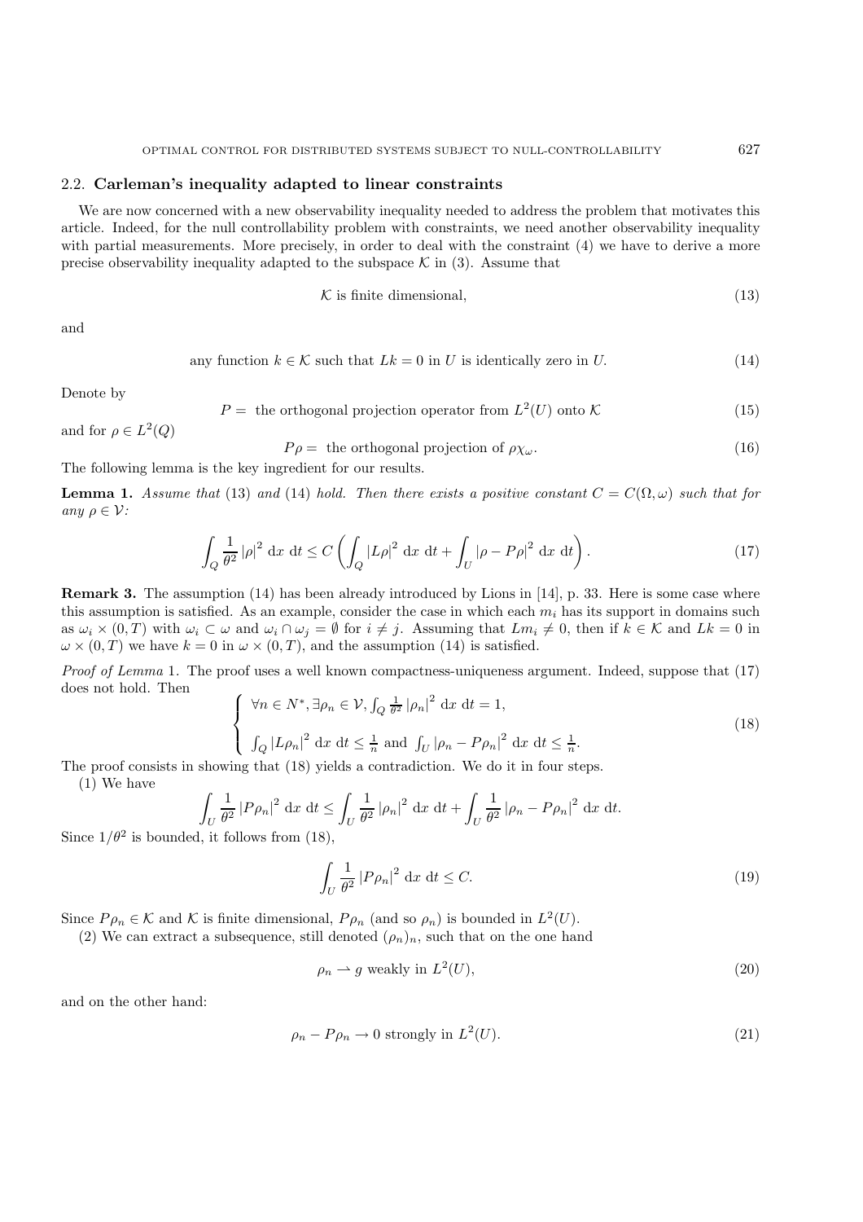### 2.2. **Carleman's inequality adapted to linear constraints**

We are now concerned with a new observability inequality needed to address the problem that motivates this article. Indeed, for the null controllability problem with constraints, we need another observability inequality with partial measurements. More precisely, in order to deal with the constraint (4) we have to derive a more precise observability inequality adapted to the subspace $\mathcal{K}$ in (3). Assume that

$$\mathcal{K} \text{ is finite dimensional,} \tag{13}$$

and

$$\text{any function } k \in \mathcal{K} \text{ such that } Lk = 0 \text{ in } U \text{ is identically zero in } U. \tag{14}$$

Denote by

$$P = \text{ the orthogonal projection operator from } L^2(U) \text{ onto } \mathcal{K} \tag{15}$$

and for $\rho \in L^2(Q)$

$$P\rho = \text{ the orthogonal projection of } \rho\chi_\omega. \tag{16}$$

The following lemma is the key ingredient for our results.

**Lemma 1.** *Assume that* (13) *and* (14) *hold. Then there exists a positive constant $C = C(\Omega, \omega)$ such that for any $\rho \in \mathcal{V}$:*

$$\int_Q \frac{1}{\theta^2} |\rho|^2 \, \mathrm{d}x \, \mathrm{d}t \leq C \left( \int_Q |L\rho|^2 \, \mathrm{d}x \, \mathrm{d}t + \int_U |\rho - P\rho|^2 \, \mathrm{d}x \, \mathrm{d}t \right). \tag{17}$$

**Remark 3.** The assumption (14) has been already introduced by Lions in [14], p. 33. Here is some case where this assumption is satisfied. As an example, consider the case in which each $m_i$ has its support in domains such as $\omega_i \times (0, T)$ with $\omega_i \subset \omega$ and $\omega_i \cap \omega_j = \emptyset$ for $i \neq j$. Assuming that $Lm_i \neq 0$, then if $k \in \mathcal{K}$ and $Lk = 0$ in $\omega \times (0, T)$ we have $k = 0$ in $\omega \times (0, T)$, and the assumption (14) is satisfied.

*Proof of Lemma* 1. The proof uses a well known compactness-uniqueness argument. Indeed, suppose that (17) does not hold. Then

$$\begin{cases} \forall n \in N^*, \exists \rho_n \in \mathcal{V}, \int_Q \frac{1}{\theta^2} |\rho_n|^2 \, \mathrm{d}x \, \mathrm{d}t = 1, \\ \\ \int_Q |L\rho_n|^2 \, \mathrm{d}x \, \mathrm{d}t \leq \frac{1}{n} \text{ and } \int_U |\rho_n - P\rho_n|^2 \, \mathrm{d}x \, \mathrm{d}t \leq \frac{1}{n}. \end{cases} \tag{18}$$

The proof consists in showing that (18) yields a contradiction. We do it in four steps.

(1) We have

$$\int_U \frac{1}{\theta^2} |P\rho_n|^2 \, \mathrm{d}x \, \mathrm{d}t \leq \int_U \frac{1}{\theta^2} |\rho_n|^2 \, \mathrm{d}x \, \mathrm{d}t + \int_U \frac{1}{\theta^2} |\rho_n - P\rho_n|^2 \, \mathrm{d}x \, \mathrm{d}t.$$

Since $1/\theta^2$ is bounded, it follows from (18),

$$\int_U \frac{1}{\theta^2} |P\rho_n|^2 \, \mathrm{d}x \, \mathrm{d}t \leq C. \tag{19}$$

Since $P\rho_n \in \mathcal{K}$ and $\mathcal{K}$ is finite dimensional, $P\rho_n$ (and so $\rho_n$) is bounded in $L^2(U)$.

(2) We can extract a subsequence, still denoted $(\rho_n)_n$, such that on the one hand

$$\rho_n \rightharpoonup g \text{ weakly in } L^2(U), \tag{20}$$

and on the other hand:

$$\rho_n - P\rho_n \to 0 \text{ strongly in } L^2(U). \tag{21}$$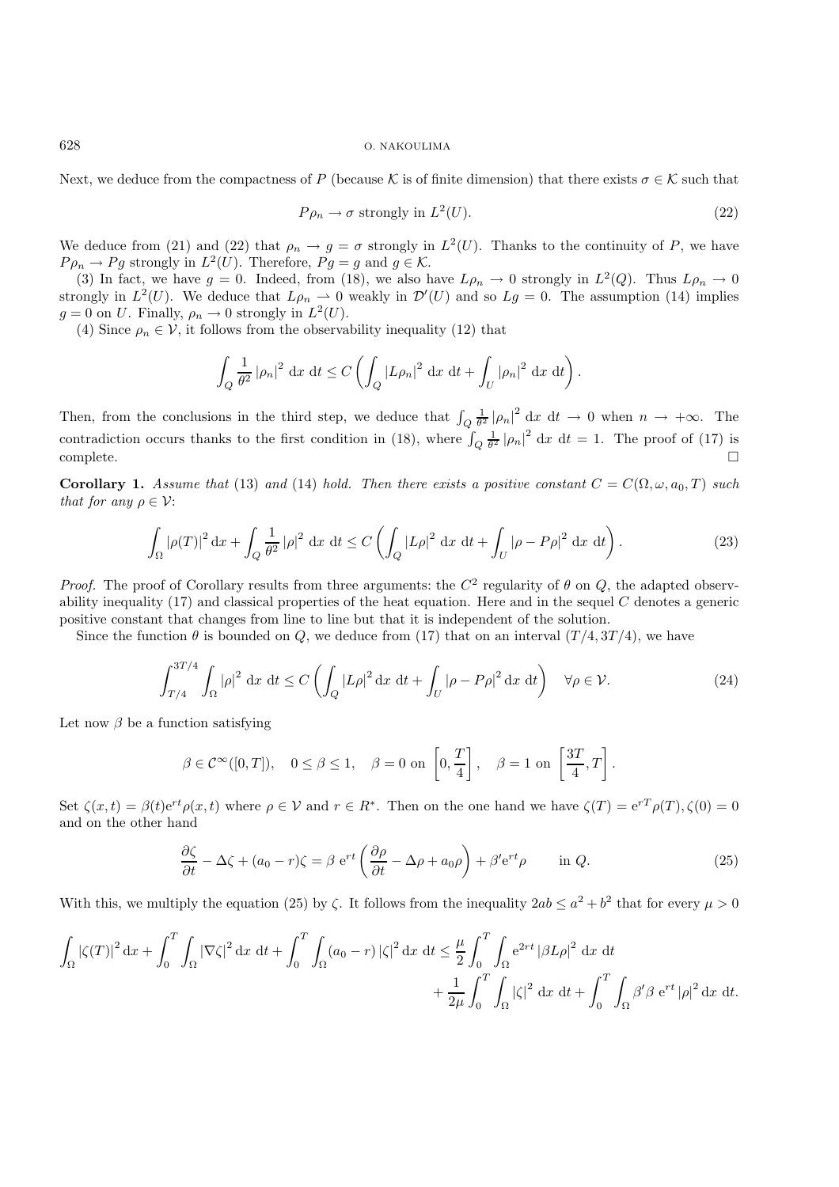Next, we deduce from the compactness of $P$ (because $\mathcal{K}$ is of finite dimension) that there exists $\sigma \in \mathcal{K}$ such that

$$P\rho_n \to \sigma \text{ strongly in } L^2(U). \tag{22}$$

We deduce from (21) and (22) that $\rho_n \to g = \sigma$ strongly in $L^2(U)$. Thanks to the continuity of $P$, we have $P\rho_n \to Pg$ strongly in $L^2(U)$. Therefore, $Pg = g$ and $g \in \mathcal{K}$.

(3) In fact, we have $g = 0$. Indeed, from (18), we also have $L\rho_n \to 0$ strongly in $L^2(Q)$. Thus $L\rho_n \to 0$ strongly in $L^2(U)$. We deduce that $L\rho_n \rightharpoonup 0$ weakly in $\mathcal{D}'(U)$ and so $Lg = 0$. The assumption (14) implies $g = 0$ on $U$. Finally, $\rho_n \to 0$ strongly in $L^2(U)$.

(4) Since $\rho_n \in \mathcal{V}$, it follows from the observability inequality (12) that

$$\int_Q \frac{1}{\theta^2} |\rho_n|^2 \,\mathrm{d}x \,\mathrm{d}t \leq C \left( \int_Q |L\rho_n|^2 \,\mathrm{d}x \,\mathrm{d}t + \int_U |\rho_n|^2 \,\mathrm{d}x \,\mathrm{d}t \right).$$

Then, from the conclusions in the third step, we deduce that $\int_Q \frac{1}{\theta^2} |\rho_n|^2 \,\mathrm{d}x \,\mathrm{d}t \to 0$ when $n \to +\infty$. The contradiction occurs thanks to the first condition in (18), where $\int_Q \frac{1}{\theta^2} |\rho_n|^2 \,\mathrm{d}x \,\mathrm{d}t = 1$. The proof of (17) is complete. $\square$

**Corollary 1.** *Assume that* (13) *and* (14) *hold. Then there exists a positive constant $C = C(\Omega, \omega, a_0, T)$ such that for any $\rho \in \mathcal{V}$:*

$$\int_\Omega |\rho(T)|^2 \,\mathrm{d}x + \int_Q \frac{1}{\theta^2} |\rho|^2 \,\mathrm{d}x \,\mathrm{d}t \leq C \left( \int_Q |L\rho|^2 \,\mathrm{d}x \,\mathrm{d}t + \int_U |\rho - P\rho|^2 \,\mathrm{d}x \,\mathrm{d}t \right). \tag{23}$$

*Proof.* The proof of Corollary results from three arguments: the $C^2$ regularity of $\theta$ on $Q$, the adapted observability inequality (17) and classical properties of the heat equation. Here and in the sequel $C$ denotes a generic positive constant that changes from line to line but that it is independent of the solution.

Since the function $\theta$ is bounded on $Q$, we deduce from (17) that on an interval $(T/4, 3T/4)$, we have

$$\int_{T/4}^{3T/4} \int_\Omega |\rho|^2 \,\mathrm{d}x \,\mathrm{d}t \leq C \left( \int_Q |L\rho|^2 \mathrm{d}x \,\mathrm{d}t + \int_U |\rho - P\rho|^2 \mathrm{d}x \,\mathrm{d}t \right) \quad \forall \rho \in \mathcal{V}. \tag{24}$$

Let now $\beta$ be a function satisfying

$$\beta \in \mathcal{C}^\infty([0,T]), \quad 0 \leq \beta \leq 1, \quad \beta = 0 \text{ on } \left[0, \frac{T}{4}\right], \quad \beta = 1 \text{ on } \left[\frac{3T}{4}, T\right].$$

Set $\zeta(x,t) = \beta(t) \mathrm{e}^{rt} \rho(x,t)$ where $\rho \in \mathcal{V}$ and $r \in R^*$. Then on the one hand we have $\zeta(T) = \mathrm{e}^{rT} \rho(T), \zeta(0) = 0$ and on the other hand

$$\frac{\partial \zeta}{\partial t} - \Delta \zeta + (a_0 - r)\zeta = \beta \,\mathrm{e}^{rt} \left( \frac{\partial \rho}{\partial t} - \Delta \rho + a_0 \rho \right) + \beta' \mathrm{e}^{rt} \rho \qquad \text{in } Q. \tag{25}$$

With this, we multiply the equation (25) by $\zeta$. It follows from the inequality $2ab \leq a^2 + b^2$ that for every $\mu > 0$

$$\int_\Omega |\zeta(T)|^2 \mathrm{d}x + \int_0^T \int_\Omega |\nabla \zeta|^2 \mathrm{d}x \,\mathrm{d}t + \int_0^T \int_\Omega (a_0 - r) |\zeta|^2 \mathrm{d}x \,\mathrm{d}t \leq \frac{\mu}{2} \int_0^T \int_\Omega \mathrm{e}^{2rt} |\beta L\rho|^2 \,\mathrm{d}x \,\mathrm{d}t + \frac{1}{2\mu} \int_0^T \int_\Omega |\zeta|^2 \,\mathrm{d}x \,\mathrm{d}t + \int_0^T \int_\Omega \beta' \beta \,\mathrm{e}^{rt} |\rho|^2 \mathrm{d}x \,\mathrm{d}t.$$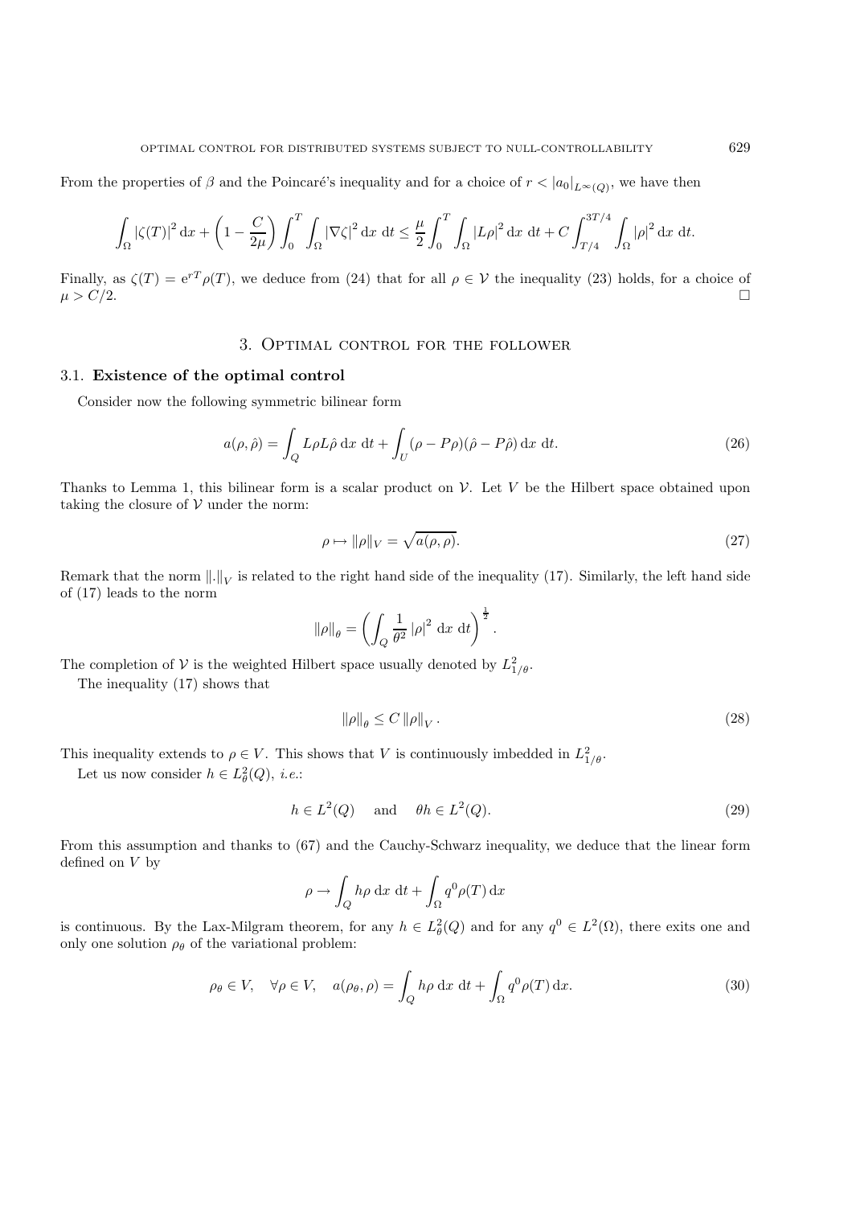From the properties of $\beta$ and the Poincaré's inequality and for a choice of $r < |a_0|_{L^\infty(Q)}$, we have then

$$\int_\Omega |\zeta(T)|^2 \,\mathrm{d}x + \left(1 - \frac{C}{2\mu}\right) \int_0^T \int_\Omega |\nabla \zeta|^2 \,\mathrm{d}x \,\mathrm{d}t \leq \frac{\mu}{2} \int_0^T \int_\Omega |L\rho|^2 \,\mathrm{d}x \,\mathrm{d}t + C \int_{T/4}^{3T/4} \int_\Omega |\rho|^2 \,\mathrm{d}x \,\mathrm{d}t.$$

Finally, as $\zeta(T) = \mathrm{e}^{rT}\rho(T)$, we deduce from (24) that for all $\rho \in \mathcal{V}$ the inequality (23) holds, for a choice of $\mu > C/2$. □

## 3. Optimal control for the follower

### 3.1. Existence of the optimal control

Consider now the following symmetric bilinear form

$$a(\rho, \hat{\rho}) = \int_Q L\rho L\hat{\rho} \,\mathrm{d}x \,\mathrm{d}t + \int_U (\rho - P\rho)(\hat{\rho} - P\hat{\rho}) \,\mathrm{d}x \,\mathrm{d}t. \tag{26}$$

Thanks to Lemma 1, this bilinear form is a scalar product on $\mathcal{V}$. Let $V$ be the Hilbert space obtained upon taking the closure of $\mathcal{V}$ under the norm:

$$\rho \mapsto \|\rho\|_V = \sqrt{a(\rho, \rho)}. \tag{27}$$

Remark that the norm $\|.\|_V$ is related to the right hand side of the inequality (17). Similarly, the left hand side of (17) leads to the norm

$$\|\rho\|_\theta = \left( \int_Q \frac{1}{\theta^2} |\rho|^2 \,\mathrm{d}x \,\mathrm{d}t \right)^{\frac{1}{2}}.$$

The completion of $\mathcal{V}$ is the weighted Hilbert space usually denoted by $L^2_{1/\theta}$.

The inequality (17) shows that

$$\|\rho\|_\theta \leq C \|\rho\|_V. \tag{28}$$

This inequality extends to $\rho \in V$. This shows that $V$ is continuously imbedded in $L^2_{1/\theta}$.

Let us now consider $h \in L^2_\theta(Q)$, *i.e.*:

$$h \in L^2(Q) \quad \text{and} \quad \theta h \in L^2(Q). \tag{29}$$

From this assumption and thanks to (67) and the Cauchy-Schwarz inequality, we deduce that the linear form defined on $V$ by

$$\rho \to \int_Q h\rho \,\mathrm{d}x \,\mathrm{d}t + \int_\Omega q^0 \rho(T) \,\mathrm{d}x$$

is continuous. By the Lax-Milgram theorem, for any $h \in L^2_\theta(Q)$ and for any $q^0 \in L^2(\Omega)$, there exits one and only one solution $\rho_\theta$ of the variational problem:

$$\rho_\theta \in V, \quad \forall \rho \in V, \quad a(\rho_\theta, \rho) = \int_Q h\rho \,\mathrm{d}x \,\mathrm{d}t + \int_\Omega q^0 \rho(T) \,\mathrm{d}x. \tag{30}$$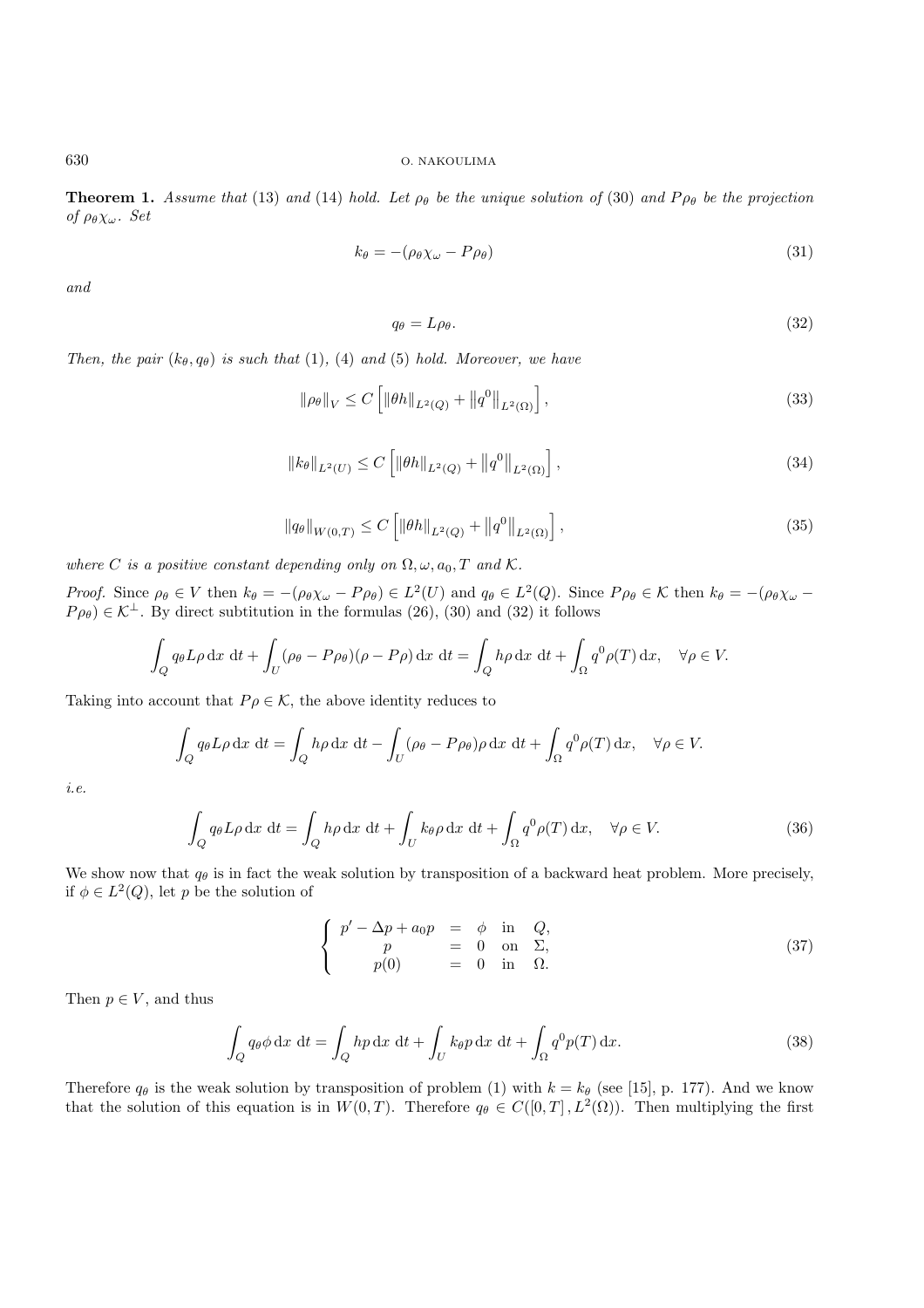**Theorem 1.** *Assume that* (13) *and* (14) *hold. Let* $\rho_\theta$ *be the unique solution of* (30) *and* $P\rho_\theta$ *be the projection of* $\rho_\theta \chi_\omega$*. Set*

$$k_\theta = -(\rho_\theta \chi_\omega - P\rho_\theta) \tag{31}$$

*and*

$$q_\theta = L\rho_\theta. \tag{32}$$

*Then, the pair* $(k_\theta, q_\theta)$ *is such that* (1), (4) *and* (5) *hold. Moreover, we have*

$$\|\rho_\theta\|_V \leq C\left[\|\theta h\|_{L^2(Q)} + \left\|q^0\right\|_{L^2(\Omega)}\right], \tag{33}$$

$$\|k_\theta\|_{L^2(U)} \leq C\left[\|\theta h\|_{L^2(Q)} + \left\|q^0\right\|_{L^2(\Omega)}\right], \tag{34}$$

$$\|q_\theta\|_{W(0,T)} \leq C\left[\|\theta h\|_{L^2(Q)} + \left\|q^0\right\|_{L^2(\Omega)}\right], \tag{35}$$

*where* $C$ *is a positive constant depending only on* $\Omega, \omega, a_0, T$ *and* $\mathcal{K}$.

*Proof.* Since $\rho_\theta \in V$ then $k_\theta = -(\rho_\theta \chi_\omega - P\rho_\theta) \in L^2(U)$ and $q_\theta \in L^2(Q)$. Since $P\rho_\theta \in \mathcal{K}$ then $k_\theta = -(\rho_\theta \chi_\omega - P\rho_\theta) \in \mathcal{K}^\perp$. By direct subtitution in the formulas (26), (30) and (32) it follows

$$\int_Q q_\theta L\rho \,\mathrm{d}x\,\,\mathrm{d}t + \int_U (\rho_\theta - P\rho_\theta)(\rho - P\rho)\,\mathrm{d}x\,\,\mathrm{d}t = \int_Q h\rho\,\mathrm{d}x\,\,\mathrm{d}t + \int_\Omega q^0 \rho(T)\,\mathrm{d}x, \quad \forall \rho \in V.$$

Taking into account that $P\rho \in \mathcal{K}$, the above identity reduces to

$$\int_Q q_\theta L\rho\,\mathrm{d}x\,\,\mathrm{d}t = \int_Q h\rho\,\mathrm{d}x\,\,\mathrm{d}t - \int_U (\rho_\theta - P\rho_\theta)\rho\,\mathrm{d}x\,\,\mathrm{d}t + \int_\Omega q^0\rho(T)\,\mathrm{d}x, \quad \forall \rho \in V.$$

*i.e.*

$$\int_Q q_\theta L\rho\,\mathrm{d}x\,\,\mathrm{d}t = \int_Q h\rho\,\mathrm{d}x\,\,\mathrm{d}t + \int_U k_\theta \rho\,\mathrm{d}x\,\,\mathrm{d}t + \int_\Omega q^0\rho(T)\,\mathrm{d}x, \quad \forall \rho \in V. \tag{36}$$

We show now that $q_\theta$ is in fact the weak solution by transposition of a backward heat problem. More precisely, if $\phi \in L^2(Q)$, let $p$ be the solution of

$$\left\{\begin{array}{rcll} p' - \Delta p + a_0 p &=& \phi & \text{in} \quad Q, \\ p &=& 0 & \text{on} \quad \Sigma, \\ p(0) &=& 0 & \text{in} \quad \Omega. \end{array}\right. \tag{37}$$

Then $p \in V$, and thus

$$\int_Q q_\theta \phi\,\mathrm{d}x\,\,\mathrm{d}t = \int_Q hp\,\mathrm{d}x\,\,\mathrm{d}t + \int_U k_\theta p\,\mathrm{d}x\,\,\mathrm{d}t + \int_\Omega q^0 p(T)\,\mathrm{d}x. \tag{38}$$

Therefore $q_\theta$ is the weak solution by transposition of problem (1) with $k = k_\theta$ (see [15], p. 177). And we know that the solution of this equation is in $W(0,T)$. Therefore $q_\theta \in C([0,T], L^2(\Omega))$. Then multiplying the first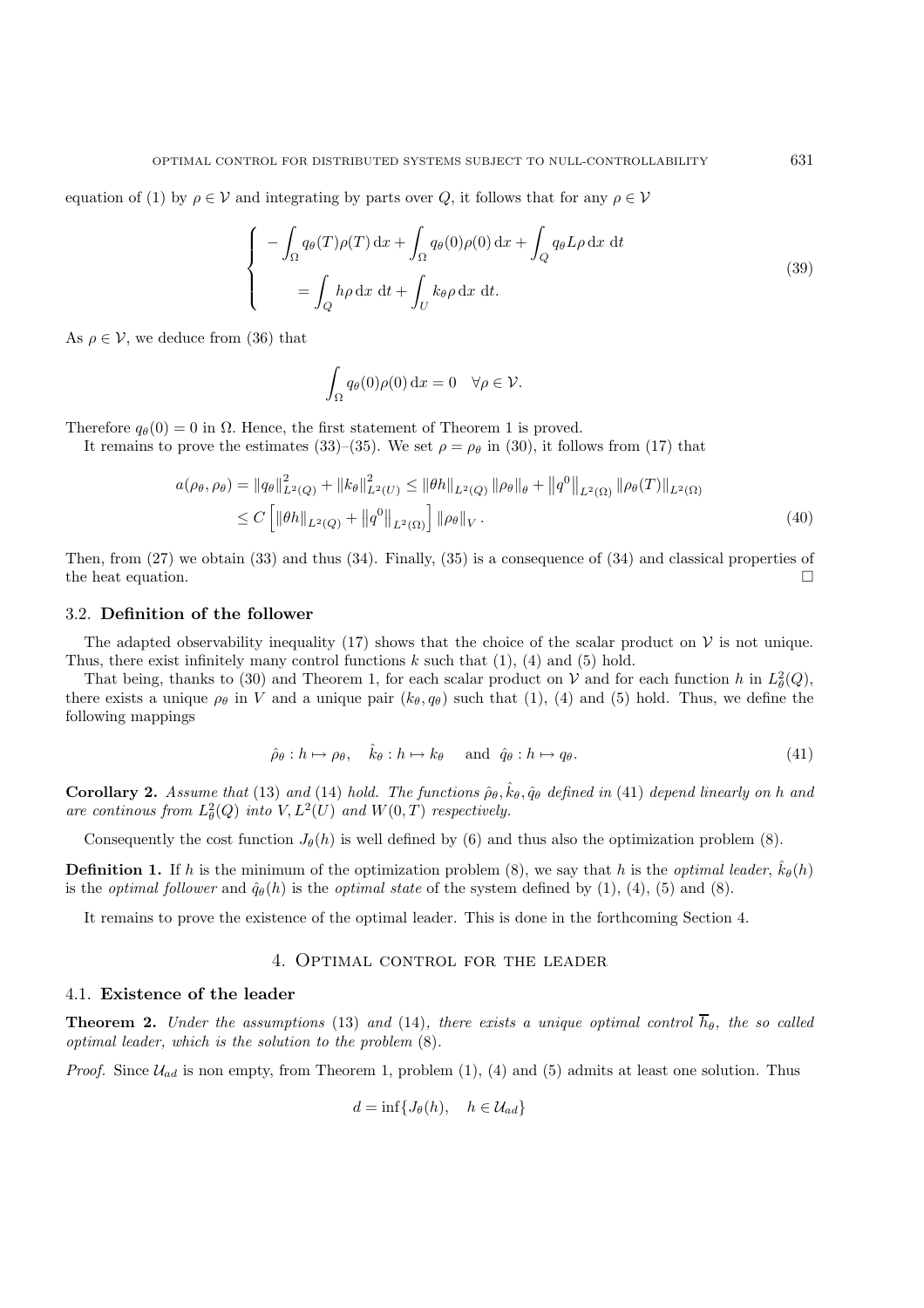equation of (1) by $\rho \in \mathcal{V}$ and integrating by parts over $Q$, it follows that for any $\rho \in \mathcal{V}$

$$
\left\{
\begin{aligned}
& -\int_{\Omega} q_\theta(T)\rho(T)\,\mathrm{d}x + \int_{\Omega} q_\theta(0)\rho(0)\,\mathrm{d}x + \int_{Q} q_\theta L\rho\,\mathrm{d}x\ \mathrm{d}t \\
& \qquad = \int_{Q} h\rho\,\mathrm{d}x\ \mathrm{d}t + \int_{U} k_\theta \rho\,\mathrm{d}x\ \mathrm{d}t.
\end{aligned}
\right.
\tag{39}
$$

As $\rho \in \mathcal{V}$, we deduce from (36) that

$$
\int_{\Omega} q_\theta(0)\rho(0)\,\mathrm{d}x = 0 \quad \forall \rho \in \mathcal{V}.
$$

Therefore $q_\theta(0) = 0$ in $\Omega$. Hence, the first statement of Theorem 1 is proved.

It remains to prove the estimates (33)–(35). We set $\rho = \rho_\theta$ in (30), it follows from (17) that

$$
\begin{aligned}
a(\rho_\theta, \rho_\theta) = \|q_\theta\|^2_{L^2(Q)} + \|k_\theta\|^2_{L^2(U)} &\leq \|\theta h\|_{L^2(Q)} \|\rho_\theta\|_\theta + \left\|q^0\right\|_{L^2(\Omega)} \|\rho_\theta(T)\|_{L^2(\Omega)} \\
&\leq C \left[ \|\theta h\|_{L^2(Q)} + \left\|q^0\right\|_{L^2(\Omega)} \right] \|\rho_\theta\|_V.
\end{aligned}
\tag{40}
$$

Then, from (27) we obtain (33) and thus (34). Finally, (35) is a consequence of (34) and classical properties of the heat equation. $\square$

### 3.2. Definition of the follower

The adapted observability inequality (17) shows that the choice of the scalar product on $\mathcal{V}$ is not unique. Thus, there exist infinitely many control functions $k$ such that (1), (4) and (5) hold.

That being, thanks to (30) and Theorem 1, for each scalar product on $\mathcal{V}$ and for each function $h$ in $L^2_\theta(Q)$, there exists a unique $\rho_\theta$ in $V$ and a unique pair $(k_\theta, q_\theta)$ such that (1), (4) and (5) hold. Thus, we define the following mappings

$$
\hat{\rho}_\theta : h \mapsto \rho_\theta, \quad \hat{k}_\theta : h \mapsto k_\theta \quad \text{and} \quad \hat{q}_\theta : h \mapsto q_\theta.
\tag{41}
$$

**Corollary 2.** *Assume that* (13) *and* (14) *hold. The functions* $\hat{\rho}_\theta, \hat{k}_\theta, \hat{q}_\theta$ *defined in* (41) *depend linearly on* $h$ *and are continous from* $L^2_\theta(Q)$ *into* $V, L^2(U)$ *and* $W(0,T)$ *respectively.*

Consequently the cost function $J_\theta(h)$ is well defined by (6) and thus also the optimization problem (8).

**Definition 1.** If $h$ is the minimum of the optimization problem (8), we say that $h$ is the *optimal leader*, $\hat{k}_\theta(h)$ is the *optimal follower* and $\hat{q}_\theta(h)$ is the *optimal state* of the system defined by (1), (4), (5) and (8).

It remains to prove the existence of the optimal leader. This is done in the forthcoming Section 4.

## 4. Optimal control for the leader

### 4.1. Existence of the leader

**Theorem 2.** *Under the assumptions* (13) *and* (14)*, there exists a unique optimal control* $\overline{h}_\theta$*, the so called optimal leader, which is the solution to the problem* (8).

*Proof.* Since $\mathcal{U}_{ad}$ is non empty, from Theorem 1, problem (1), (4) and (5) admits at least one solution. Thus

$$
d = \inf\{J_\theta(h), \quad h \in \mathcal{U}_{ad}\}
$$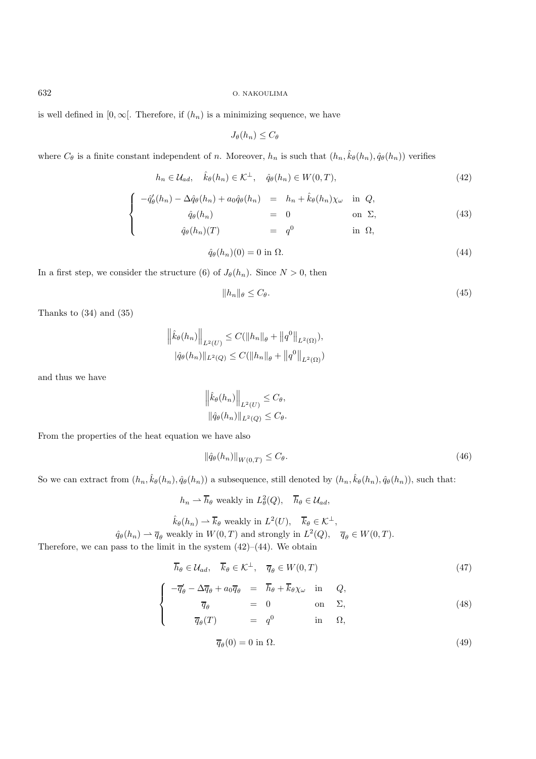is well defined in $[0, \infty[$. Therefore, if $(h_n)$ is a minimizing sequence, we have

$$J_\theta(h_n) \leq C_\theta$$

where $C_\theta$ is a finite constant independent of $n$. Moreover, $h_n$ is such that $(h_n, \hat{k}_\theta(h_n), \hat{q}_\theta(h_n))$ verifies

$$h_n \in \mathcal{U}_{ad}, \quad \hat{k}_\theta(h_n) \in \mathcal{K}^\perp, \quad \hat{q}_\theta(h_n) \in W(0,T), \tag{42}$$

$$\left\{ \begin{array}{rcll} -\hat{q}_\theta'(h_n) - \Delta \hat{q}_\theta(h_n) + a_0 \hat{q}_\theta(h_n) & = & h_n + \hat{k}_\theta(h_n)\chi_\omega & \text{in } Q, \\ \hat{q}_\theta(h_n) & = & 0 & \text{on } \Sigma, \\ \hat{q}_\theta(h_n)(T) & = & q^0 & \text{in } \Omega, \end{array} \right. \tag{43}$$

$$\hat{q}_\theta(h_n)(0) = 0 \text{ in } \Omega. \tag{44}$$

In a first step, we consider the structure (6) of $J_\theta(h_n)$. Since $N > 0$, then

$$\|h_n\|_\theta \leq C_\theta. \tag{45}$$

Thanks to (34) and (35)

$$\left\|\hat{k}_\theta(h_n)\right\|_{L^2(U)} \leq C(\|h_n\|_\theta + \left\|q^0\right\|_{L^2(\Omega)}),$$
$$|\hat{q}_\theta(h_n)\|_{L^2(Q)} \leq C(\|h_n\|_\theta + \left\|q^0\right\|_{L^2(\Omega)})$$

and thus we have

$$\left\|\hat{k}_\theta(h_n)\right\|_{L^2(U)} \leq C_\theta,$$
$$\|\hat{q}_\theta(h_n)\|_{L^2(Q)} \leq C_\theta.$$

From the properties of the heat equation we have also

$$\|\hat{q}_\theta(h_n)\|_{W(0,T)} \leq C_\theta. \tag{46}$$

So we can extract from $(h_n, \hat{k}_\theta(h_n), \hat{q}_\theta(h_n))$ a subsequence, still denoted by $(h_n, \hat{k}_\theta(h_n), \hat{q}_\theta(h_n))$, such that:

$$h_n \rightharpoonup \overline{h}_\theta \text{ weakly in } L^2_\theta(Q), \quad \overline{h}_\theta \in \mathcal{U}_{ad},$$

$$\hat{k}_\theta(h_n) \rightharpoonup \overline{k}_\theta \text{ weakly in } L^2(U), \quad \overline{k}_\theta \in \mathcal{K}^\perp,$$
$$\hat{q}_\theta(h_n) \rightharpoonup \overline{q}_\theta \text{ weakly in } W(0,T) \text{ and strongly in } L^2(Q), \quad \overline{q}_\theta \in W(0,T).$$

Therefore, we can pass to the limit in the system (42)–(44). We obtain

$$\overline{h}_\theta \in \mathcal{U}_{ad}, \quad \overline{k}_\theta \in \mathcal{K}^\perp, \quad \overline{q}_\theta \in W(0,T) \tag{47}$$

$$\left\{ \begin{array}{rcll} -\overline{q}_\theta' - \Delta \overline{q}_\theta + a_0 \overline{q}_\theta & = & \overline{h}_\theta + \overline{k}_\theta \chi_\omega & \text{in } \quad Q, \\ \overline{q}_\theta & = & 0 & \text{on } \quad \Sigma, \\ \overline{q}_\theta(T) & = & q^0 & \text{in } \quad \Omega, \end{array} \right. \tag{48}$$

$$\overline{q}_\theta(0) = 0 \text{ in } \Omega. \tag{49}$$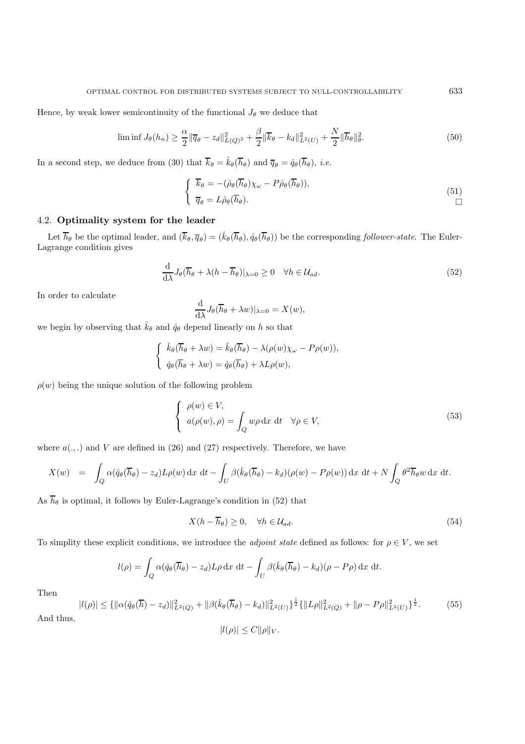Hence, by weak lower semicontinuity of the functional $J_\theta$ we deduce that

$$\liminf J_\theta(h_n) \geq \frac{\alpha}{2}\|\overline{q}_\theta - z_d\|^2_{L(Q)^2} + \frac{\beta}{2}\|\overline{k}_\theta - k_d\|^2_{L^2(U)} + \frac{N}{2}\|\overline{h}_\theta\|^2_\theta. \tag{50}$$

In a second step, we deduce from (30) that $\overline{k}_\theta = \hat{k}_\theta(\overline{h}_\theta)$ and $\overline{q}_\theta = \hat{q}_\theta(\overline{h}_\theta)$, *i.e.*

$$\left\{ \begin{array}{l} \overline{k}_\theta = -(\hat{\rho}_\theta(\overline{h}_\theta)\chi_\omega - P\hat{\rho}_\theta(\overline{h}_\theta)), \\ \overline{q}_\theta = L\hat{\rho}_\theta(\overline{h}_\theta). \end{array} \right. \tag{51}$$

□

## 4.2. **Optimality system for the leader**

Let $\overline{h}_\theta$ be the optimal leader, and $(\overline{k}_\theta, \overline{q}_\theta) = (\hat{k}_\theta(\overline{h}_\theta), \hat{q}_\theta(\overline{h}_\theta))$ be the corresponding *follower-state*. The Euler-Lagrange condition gives

$$\frac{\mathrm{d}}{\mathrm{d}\lambda} J_\theta(\overline{h}_\theta + \lambda(h - \overline{h}_\theta)|_{\lambda=0} \geq 0 \quad \forall h \in \mathcal{U}_{ad}. \tag{52}$$

In order to calculate

$$\frac{\mathrm{d}}{\mathrm{d}\lambda} J_\theta(\overline{h}_\theta + \lambda w)|_{\lambda=0} = X(w),$$

we begin by observing that $\hat{k}_\theta$ and $\hat{q}_\theta$ depend linearly on $h$ so that

$$\left\{ \begin{array}{l} \hat{k}_\theta(\overline{h}_\theta + \lambda w) = \hat{k}_\theta(\overline{h}_\theta) - \lambda(\rho(w)\chi_\omega - P\rho(w)), \\ \hat{q}_\theta(\overline{h}_\theta + \lambda w) = \hat{q}_\theta(\overline{h}_\theta) + \lambda L\rho(w), \end{array} \right.$$

$\rho(w)$ being the unique solution of the following problem

$$\left\{ \begin{array}{l} \rho(w) \in V, \\ a(\rho(w), \rho) = \displaystyle\int_Q w\rho \,\mathrm{d}x \;\mathrm{d}t \quad \forall \rho \in V, \end{array} \right. \tag{53}$$

where $a(.,.)$ and $V$ are defined in (26) and (27) respectively. Therefore, we have

$$X(w) \;=\; \int_Q \alpha(\hat{q}_\theta(\overline{h}_\theta) - z_d)L\rho(w)\,\mathrm{d}x\;\mathrm{d}t - \int_U \beta(\hat{k}_\theta(\overline{h}_\theta) - k_d)(\rho(w) - P\rho(w))\,\mathrm{d}x\;\mathrm{d}t + N\int_Q \theta^2\overline{h}_\theta w\,\mathrm{d}x\;\mathrm{d}t.$$

As $\overline{h}_\theta$ is optimal, it follows by Euler-Lagrange's condition in (52) that

$$X(h - \overline{h}_\theta) \geq 0, \quad \forall h \in \mathcal{U}_{ad}. \tag{54}$$

To simplity these explicit conditions, we introduce the *adjoint state* defined as follows: for $\rho \in V$, we set

$$l(\rho) = \int_Q \alpha(\hat{q}_\theta(\overline{h}_\theta) - z_d)L\rho\,\mathrm{d}x\;\mathrm{d}t - \int_U \beta(\hat{k}_\theta(\overline{h}_\theta) - k_d)(\rho - P\rho)\,\mathrm{d}x\;\mathrm{d}t.$$

Then

$$|l(\rho)| \leq \{\|\alpha(\hat{q}_\theta(\overline{h}) - z_d)\|^2_{L^2(Q)} + \|\beta(\hat{k}_\theta(\overline{h}_\theta) - k_d)\|^2_{L^2(U)}\}^{\frac{1}{2}}\{\|L\rho\|^2_{L^2(Q)} + \|\rho - P\rho\|^2_{L^2(U)}\}^{\frac{1}{2}}. \tag{55}$$

And thus,

$$|l(\rho)| \leq C\|\rho\|_V.$$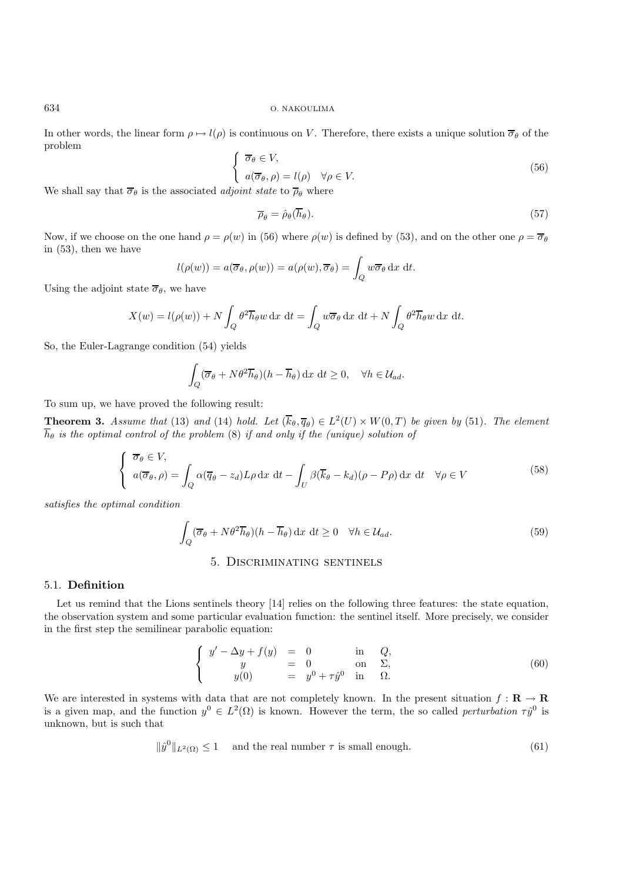In other words, the linear form $\rho \mapsto l(\rho)$ is continuous on $V$. Therefore, there exists a unique solution $\overline{\sigma}_\theta$ of the problem

$$\begin{cases} \overline{\sigma}_\theta \in V, \\ a(\overline{\sigma}_\theta, \rho) = l(\rho) \quad \forall \rho \in V. \end{cases} \tag{56}$$

We shall say that $\overline{\sigma}_\theta$ is the associated *adjoint state* to $\overline{\rho}_\theta$ where

$$\overline{\rho}_\theta = \hat{\rho}_\theta(\overline{h}_\theta). \tag{57}$$

Now, if we choose on the one hand $\rho = \rho(w)$ in (56) where $\rho(w)$ is defined by (53), and on the other one $\rho = \overline{\sigma}_\theta$ in (53), then we have

$$l(\rho(w)) = a(\overline{\sigma}_\theta, \rho(w)) = a(\rho(w), \overline{\sigma}_\theta) = \int_Q w\overline{\sigma}_\theta \, \mathrm{d}x \, \mathrm{d}t.$$

Using the adjoint state $\overline{\sigma}_\theta$, we have

$$X(w) = l(\rho(w)) + N\int_Q \theta^2 \overline{h}_\theta w \, \mathrm{d}x \, \mathrm{d}t = \int_Q w\overline{\sigma}_\theta \, \mathrm{d}x \, \mathrm{d}t + N\int_Q \theta^2 \overline{h}_\theta w \, \mathrm{d}x \, \mathrm{d}t.$$

So, the Euler-Lagrange condition (54) yields

$$\int_Q (\overline{\sigma}_\theta + N\theta^2 \overline{h}_\theta)(h - \overline{h}_\theta) \, \mathrm{d}x \, \mathrm{d}t \geq 0, \quad \forall h \in \mathcal{U}_{ad}.$$

To sum up, we have proved the following result:

**Theorem 3.** *Assume that* (13) *and* (14) *hold. Let* $(\overline{k}_\theta, \overline{q}_\theta) \in L^2(U) \times W(0,T)$ *be given by* (51)*. The element* $\overline{h}_\theta$ *is the optimal control of the problem* (8) *if and only if the (unique) solution of*

$$\begin{cases} \overline{\sigma}_\theta \in V, \\ a(\overline{\sigma}_\theta, \rho) = \displaystyle\int_Q \alpha(\overline{q}_\theta - z_d) L\rho \, \mathrm{d}x \, \mathrm{d}t - \int_U \beta(\overline{k}_\theta - k_d)(\rho - P\rho) \, \mathrm{d}x \, \mathrm{d}t \quad \forall \rho \in V \end{cases} \tag{58}$$

*satisfies the optimal condition*

$$\int_Q (\overline{\sigma}_\theta + N\theta^2 \overline{h}_\theta)(h - \overline{h}_\theta) \, \mathrm{d}x \, \mathrm{d}t \geq 0 \quad \forall h \in \mathcal{U}_{ad}. \tag{59}$$

## 5. Discriminating sentinels

### 5.1. Definition

Let us remind that the Lions sentinels theory [14] relies on the following three features: the state equation, the observation system and some particular evaluation function: the sentinel itself. More precisely, we consider in the first step the semilinear parabolic equation:

$$\begin{cases} y' - \Delta y + f(y) &= 0 & \text{in} & Q, \\ y &= 0 & \text{on} & \Sigma, \\ y(0) &= y^0 + \tau\hat{y}^0 & \text{in} & \Omega. \end{cases} \tag{60}$$

We are interested in systems with data that are not completely known. In the present situation $f : \mathbf{R} \to \mathbf{R}$ is a given map, and the function $y^0 \in L^2(\Omega)$ is known. However the term, the so called *perturbation* $\tau\hat{y}^0$ is unknown, but is such that

$$\|\hat{y}^0\|_{L^2(\Omega)} \leq 1 \quad \text{and the real number } \tau \text{ is small enough.} \tag{61}$$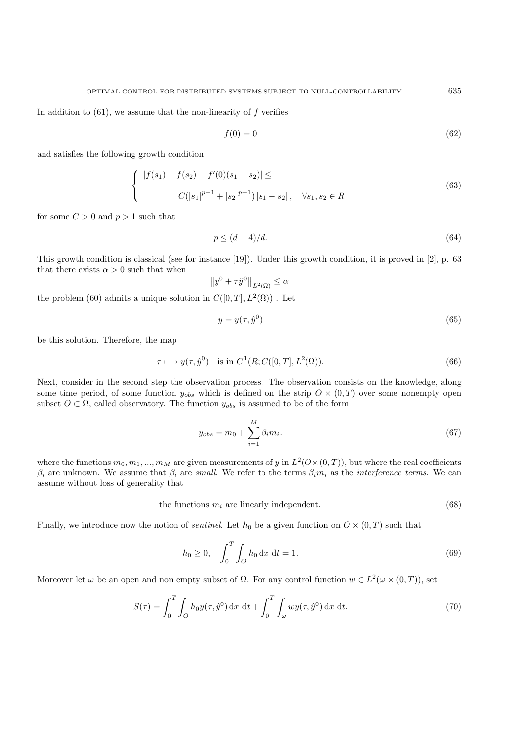In addition to (61), we assume that the non-linearity of $f$ verifies

$$f(0) = 0 \tag{62}$$

and satisfies the following growth condition

$$\left\{ \begin{array}{l} |f(s_1) - f(s_2) - f'(0)(s_1 - s_2)| \leq \\ \\ \qquad\qquad C(|s_1|^{p-1} + |s_2|^{p-1})\,|s_1 - s_2|\,, \quad \forall s_1, s_2 \in R \end{array} \right. \tag{63}$$

for some $C > 0$ and $p > 1$ such that

$$p \leq (d+4)/d. \tag{64}$$

This growth condition is classical (see for instance [19]). Under this growth condition, it is proved in [2], p. 63 that there exists $\alpha > 0$ such that when

$$\left\| y^0 + \tau \hat{y}^0 \right\|_{L^2(\Omega)} \leq \alpha$$

the problem (60) admits a unique solution in $C([0,T], L^2(\Omega))$ . Let

$$y = y(\tau, \hat{y}^0) \tag{65}$$

be this solution. Therefore, the map

$$\tau \longmapsto y(\tau, \hat{y}^0) \quad \text{is in } C^1(R; C([0,T], L^2(\Omega)). \tag{66}$$

Next, consider in the second step the observation process. The observation consists on the knowledge, along some time period, of some function $y_{obs}$ which is defined on the strip $O \times (0,T)$ over some nonempty open subset $O \subset \Omega$, called observatory. The function $y_{obs}$ is assumed to be of the form

$$y_{obs} = m_0 + \sum_{i=1}^{M} \beta_i m_i. \tag{67}$$

where the functions $m_0, m_1, ..., m_M$ are given measurements of $y$ in $L^2(O \times (0,T))$, but where the real coefficients $\beta_i$ are unknown. We assume that $\beta_i$ are *small*. We refer to the terms $\beta_i m_i$ as the *interference terms*. We can assume without loss of generality that

$$\text{the functions } m_i \text{ are linearly independent.} \tag{68}$$

Finally, we introduce now the notion of *sentinel*. Let $h_0$ be a given function on $O \times (0,T)$ such that

$$h_0 \geq 0, \quad \int_0^T \int_O h_0 \,\mathrm{d}x \;\mathrm{d}t = 1. \tag{69}$$

Moreover let $\omega$ be an open and non empty subset of $\Omega$. For any control function $w \in L^2(\omega \times (0,T))$, set

$$S(\tau) = \int_0^T \int_O h_0 y(\tau, \hat{y}^0) \,\mathrm{d}x \;\mathrm{d}t + \int_0^T \int_\omega w y(\tau, \hat{y}^0) \,\mathrm{d}x \;\mathrm{d}t. \tag{70}$$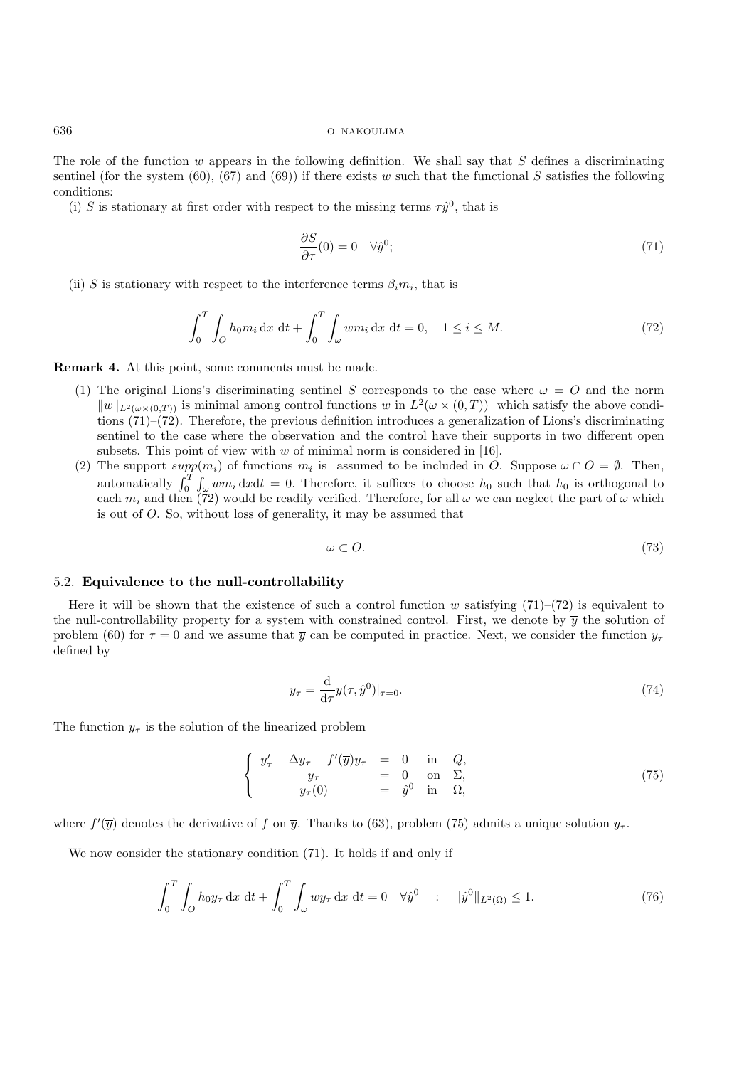The role of the function $w$ appears in the following definition. We shall say that $S$ defines a discriminating sentinel (for the system (60), (67) and (69)) if there exists $w$ such that the functional $S$ satisfies the following conditions:

(i) $S$ is stationary at first order with respect to the missing terms $\tau\hat{y}^0$, that is

$$\frac{\partial S}{\partial \tau}(0) = 0 \quad \forall \hat{y}^0; \tag{71}$$

(ii) $S$ is stationary with respect to the interference terms $\beta_i m_i$, that is

$$\int_0^T \int_O h_0 m_i \, \mathrm{d}x \; \mathrm{d}t + \int_0^T \int_\omega w m_i \, \mathrm{d}x \; \mathrm{d}t = 0, \quad 1 \le i \le M. \tag{72}$$

**Remark 4.** At this point, some comments must be made.

1. The original Lions's discriminating sentinel $S$ corresponds to the case where $\omega = O$ and the norm $\|w\|_{L^2(\omega\times(0,T))}$ is minimal among control functions $w$ in $L^2(\omega \times (0,T))$ which satisfy the above conditions (71)–(72). Therefore, the previous definition introduces a generalization of Lions's discriminating sentinel to the case where the observation and the control have their supports in two different open subsets. This point of view with $w$ of minimal norm is considered in [16].
2. The support $supp(m_i)$ of functions $m_i$ is assumed to be included in $O$. Suppose $\omega \cap O = \emptyset$. Then, automatically $\int_0^T \int_\omega w m_i \, \mathrm{d}x\mathrm{d}t = 0$. Therefore, it suffices to choose $h_0$ such that $h_0$ is orthogonal to each $m_i$ and then (72) would be readily verified. Therefore, for all $\omega$ we can neglect the part of $\omega$ which is out of $O$. So, without loss of generality, it may be assumed that

$$\omega \subset O. \tag{73}$$

### 5.2. **Equivalence to the null-controllability**

Here it will be shown that the existence of such a control function $w$ satisfying (71)–(72) is equivalent to the null-controllability property for a system with constrained control. First, we denote by $\overline{y}$ the solution of problem (60) for $\tau = 0$ and we assume that $\overline{y}$ can be computed in practice. Next, we consider the function $y_\tau$ defined by

$$y_\tau = \frac{\mathrm{d}}{\mathrm{d}\tau} y(\tau, \hat{y}^0)|_{\tau=0}. \tag{74}$$

The function $y_\tau$ is the solution of the linearized problem

$$\left\{ \begin{array}{rcll} y'_\tau - \Delta y_\tau + f'(\overline{y}) y_\tau & = & 0 & \text{in} \quad Q, \\ y_\tau & = & 0 & \text{on} \quad \Sigma, \\ y_\tau(0) & = & \hat{y}^0 & \text{in} \quad \Omega, \end{array} \right. \tag{75}$$

where $f'(\overline{y})$ denotes the derivative of $f$ on $\overline{y}$. Thanks to (63), problem (75) admits a unique solution $y_\tau$.

We now consider the stationary condition (71). It holds if and only if

$$\int_0^T \int_O h_0 y_\tau \, \mathrm{d}x \; \mathrm{d}t + \int_0^T \int_\omega w y_\tau \, \mathrm{d}x \; \mathrm{d}t = 0 \quad \forall \hat{y}^0 \quad : \quad \|\hat{y}^0\|_{L^2(\Omega)} \le 1. \tag{76}$$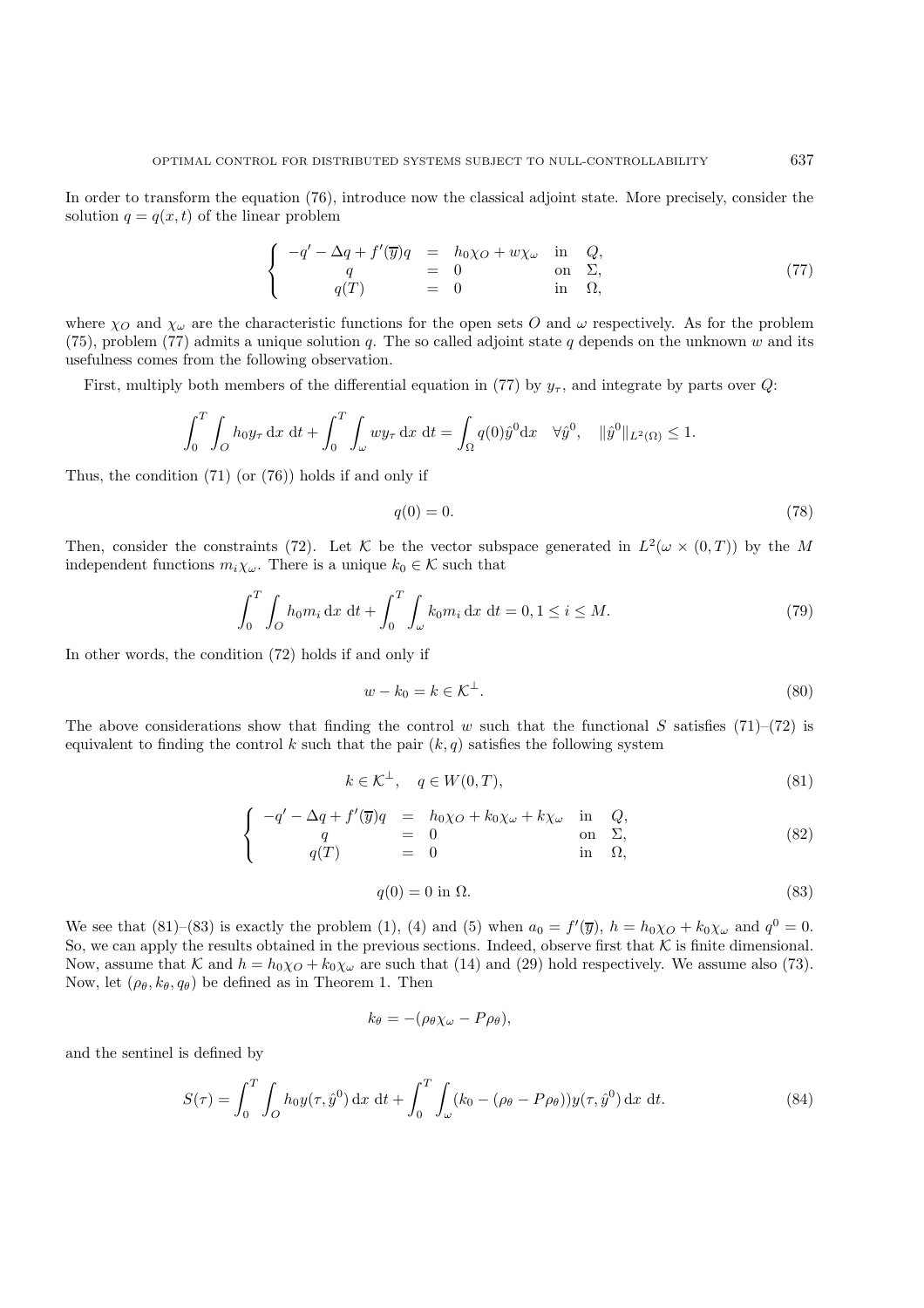In order to transform the equation (76), introduce now the classical adjoint state. More precisely, consider the solution $q = q(x,t)$ of the linear problem

$$
\begin{cases}
-q' - \Delta q + f'(\overline{y})q & = & h_0\chi_O + w\chi_\omega & \text{in} & Q, \\
q & = & 0 & \text{on} & \Sigma, \\
q(T) & = & 0 & \text{in} & \Omega,
\end{cases} \tag{77}
$$

where $\chi_O$ and $\chi_\omega$ are the characteristic functions for the open sets $O$ and $\omega$ respectively. As for the problem (75), problem (77) admits a unique solution $q$. The so called adjoint state $q$ depends on the unknown $w$ and its usefulness comes from the following observation.

First, multiply both members of the differential equation in (77) by $y_\tau$, and integrate by parts over $Q$:

$$
\int_0^T \int_O h_0 y_\tau \,\mathrm{d}x\,\mathrm{d}t + \int_0^T \int_\omega w y_\tau \,\mathrm{d}x\,\mathrm{d}t = \int_\Omega q(0)\hat{y}^0 \mathrm{d}x \quad \forall \hat{y}^0, \quad \|\hat{y}^0\|_{L^2(\Omega)} \leq 1.
$$

Thus, the condition (71) (or (76)) holds if and only if

$$
q(0) = 0. \tag{78}
$$

Then, consider the constraints (72). Let $\mathcal{K}$ be the vector subspace generated in $L^2(\omega \times (0,T))$ by the $M$ independent functions $m_i\chi_\omega$. There is a unique $k_0 \in \mathcal{K}$ such that

$$
\int_0^T \int_O h_0 m_i \,\mathrm{d}x\,\mathrm{d}t + \int_0^T \int_\omega k_0 m_i \,\mathrm{d}x\,\mathrm{d}t = 0, 1 \leq i \leq M. \tag{79}
$$

In other words, the condition (72) holds if and only if

$$
w - k_0 = k \in \mathcal{K}^\perp. \tag{80}
$$

The above considerations show that finding the control $w$ such that the functional $S$ satisfies (71)–(72) is equivalent to finding the control $k$ such that the pair $(k, q)$ satisfies the following system

$$
k \in \mathcal{K}^\perp, \quad q \in W(0,T), \tag{81}
$$

$$
\begin{cases}
-q' - \Delta q + f'(\overline{y})q & = & h_0\chi_O + k_0\chi_\omega + k\chi_\omega & \text{in} & Q, \\
q & = & 0 & \text{on} & \Sigma, \\
q(T) & = & 0 & \text{in} & \Omega,
\end{cases} \tag{82}
$$

$$
q(0) = 0 \text{ in } \Omega. \tag{83}
$$

We see that (81)–(83) is exactly the problem (1), (4) and (5) when $a_0 = f'(\overline{y})$, $h = h_0\chi_O + k_0\chi_\omega$ and $q^0 = 0$. So, we can apply the results obtained in the previous sections. Indeed, observe first that $\mathcal{K}$ is finite dimensional. Now, assume that $\mathcal{K}$ and $h = h_0\chi_O + k_0\chi_\omega$ are such that (14) and (29) hold respectively. We assume also (73). Now, let $(\rho_\theta, k_\theta, q_\theta)$ be defined as in Theorem 1. Then

$$
k_\theta = -(\rho_\theta\chi_\omega - P\rho_\theta),
$$

and the sentinel is defined by

$$
S(\tau) = \int_0^T \int_O h_0 y(\tau, \hat{y}^0) \,\mathrm{d}x\,\mathrm{d}t + \int_0^T \int_\omega (k_0 - (\rho_\theta - P\rho_\theta)) y(\tau, \hat{y}^0) \,\mathrm{d}x\,\mathrm{d}t. \tag{84}
$$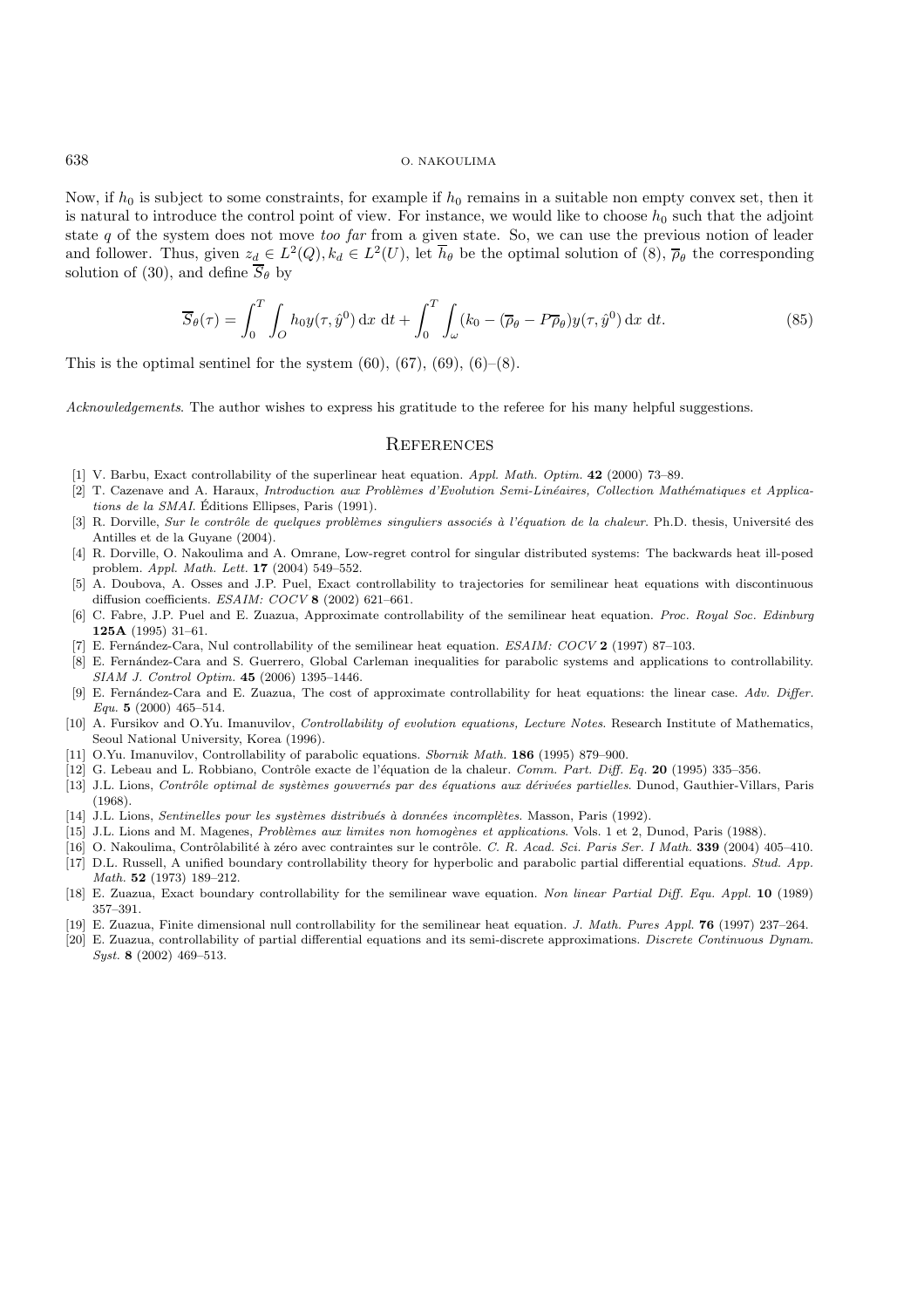Now, if $h_0$ is subject to some constraints, for example if $h_0$ remains in a suitable non empty convex set, then it is natural to introduce the control point of view. For instance, we would like to choose $h_0$ such that the adjoint state $q$ of the system does not move *too far* from a given state. So, we can use the previous notion of leader and follower. Thus, given $z_d \in L^2(Q), k_d \in L^2(U)$, let $\overline{h}_\theta$ be the optimal solution of (8), $\overline{\rho}_\theta$ the corresponding solution of (30), and define $\overline{S}_\theta$ by

$$\overline{S}_\theta(\tau) = \int_0^T \int_O h_0 y(\tau, \hat{y}^0)\, \mathrm{d}x\ \mathrm{d}t + \int_0^T \int_\omega (k_0 - (\overline{\rho}_\theta - P\overline{\rho}_\theta) y(\tau, \hat{y}^0)\, \mathrm{d}x\ \mathrm{d}t. \tag{85}$$

This is the optimal sentinel for the system (60), (67), (69), (6)–(8).

*Acknowledgements*. The author wishes to express his gratitude to the referee for his many helpful suggestions.

## References

[1] V. Barbu, Exact controllability of the superlinear heat equation. *Appl. Math. Optim.* **42** (2000) 73–89.

[2] T. Cazenave and A. Haraux, *Introduction aux Problèmes d'Evolution Semi-Linéaires, Collection Mathématiques et Applications de la SMAI*. Éditions Ellipses, Paris (1991).

[3] R. Dorville, *Sur le contrôle de quelques problèmes singuliers associés à l'équation de la chaleur.* Ph.D. thesis, Université des Antilles et de la Guyane (2004).

[4] R. Dorville, O. Nakoulima and A. Omrane, Low-regret control for singular distributed systems: The backwards heat ill-posed problem. *Appl. Math. Lett.* **17** (2004) 549–552.

[5] A. Doubova, A. Osses and J.P. Puel, Exact controllability to trajectories for semilinear heat equations with discontinuous diffusion coefficients. *ESAIM: COCV* **8** (2002) 621–661.

[6] C. Fabre, J.P. Puel and E. Zuazua, Approximate controllability of the semilinear heat equation. *Proc. Royal Soc. Edinburg* **125A** (1995) 31–61.

[7] E. Fernández-Cara, Nul controllability of the semilinear heat equation. *ESAIM: COCV* **2** (1997) 87–103.

[8] E. Fernández-Cara and S. Guerrero, Global Carleman inequalities for parabolic systems and applications to controllability. *SIAM J. Control Optim.* **45** (2006) 1395–1446.

[9] E. Fernández-Cara and E. Zuazua, The cost of approximate controllability for heat equations: the linear case. *Adv. Differ. Equ.* **5** (2000) 465–514.

[10] A. Fursikov and O.Yu. Imanuvilov, *Controllability of evolution equations, Lecture Notes*. Research Institute of Mathematics, Seoul National University, Korea (1996).

[11] O.Yu. Imanuvilov, Controllability of parabolic equations. *Sbornik Math.* **186** (1995) 879–900.

[12] G. Lebeau and L. Robbiano, Contrôle exacte de l'équation de la chaleur. *Comm. Part. Diff. Eq.* **20** (1995) 335–356.

[13] J.L. Lions, *Contrôle optimal de systèmes gouvernés par des équations aux dérivées partielles*. Dunod, Gauthier-Villars, Paris (1968).

[14] J.L. Lions, *Sentinelles pour les systèmes distribués à données incomplètes*. Masson, Paris (1992).

[15] J.L. Lions and M. Magenes, *Problèmes aux limites non homogènes et applications*. Vols. 1 et 2, Dunod, Paris (1988).

[16] O. Nakoulima, Contrôlabilité à zéro avec contraintes sur le contrôle. *C. R. Acad. Sci. Paris Ser. I Math.* **339** (2004) 405–410.

[17] D.L. Russell, A unified boundary controllability theory for hyperbolic and parabolic partial differential equations. *Stud. App. Math.* **52** (1973) 189–212.

[18] E. Zuazua, Exact boundary controllability for the semilinear wave equation. *Non linear Partial Diff. Equ. Appl.* **10** (1989) 357–391.

[19] E. Zuazua, Finite dimensional null controllability for the semilinear heat equation. *J. Math. Pures Appl.* **76** (1997) 237–264.

[20] E. Zuazua, controllability of partial differential equations and its semi-discrete approximations. *Discrete Continuous Dynam. Syst.* **8** (2002) 469–513.